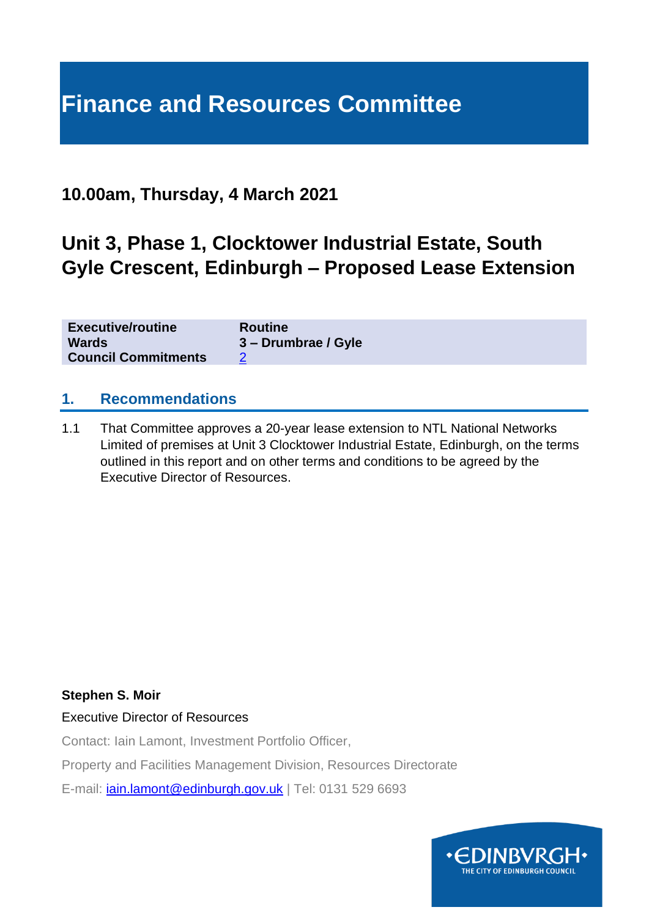# Finance and Resources Committee

## 10.00am, Thursday, 4 March 2021

## Unit 3, Phase 1, Clocktower Industrial Estate, South Gyle Crescent, Edinburgh – Proposed Lease Extension

| | |
|---|---|
| **Executive/routine** | **Routine** |
| **Wards** | **3 – Drumbrae / Gyle** |
| **Council Commitments** | 2 |

## 1. Recommendations

1.1 That Committee approves a 20-year lease extension to NTL National Networks Limited of premises at Unit 3 Clocktower Industrial Estate, Edinburgh, on the terms outlined in this report and on other terms and conditions to be agreed by the Executive Director of Resources.

**Stephen S. Moir**

Executive Director of Resources

Contact: Iain Lamont, Investment Portfolio Officer,

Property and Facilities Management Division, Resources Directorate

E-mail: iain.lamont@edinburgh.gov.uk | Tel: 0131 529 6693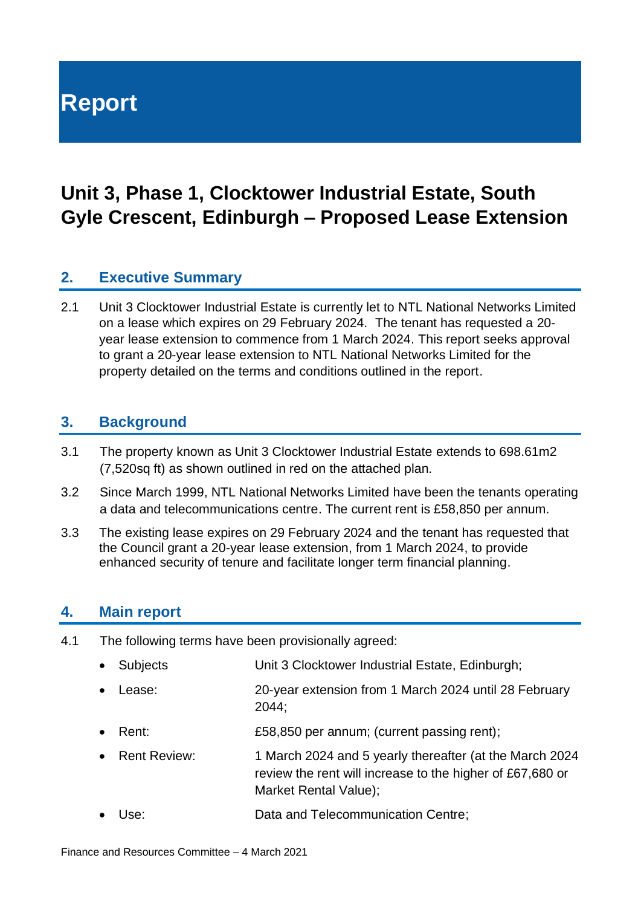# Report

## Unit 3, Phase 1, Clocktower Industrial Estate, South Gyle Crescent, Edinburgh – Proposed Lease Extension

### 2. Executive Summary

2.1 Unit 3 Clocktower Industrial Estate is currently let to NTL National Networks Limited on a lease which expires on 29 February 2024. The tenant has requested a 20-year lease extension to commence from 1 March 2024. This report seeks approval to grant a 20-year lease extension to NTL National Networks Limited for the property detailed on the terms and conditions outlined in the report.

### 3. Background

3.1 The property known as Unit 3 Clocktower Industrial Estate extends to 698.61m2 (7,520sq ft) as shown outlined in red on the attached plan.

3.2 Since March 1999, NTL National Networks Limited have been the tenants operating a data and telecommunications centre. The current rent is £58,850 per annum.

3.3 The existing lease expires on 29 February 2024 and the tenant has requested that the Council grant a 20-year lease extension, from 1 March 2024, to provide enhanced security of tenure and facilitate longer term financial planning.

### 4. Main report

4.1 The following terms have been provisionally agreed:

- Subjects: Unit 3 Clocktower Industrial Estate, Edinburgh;
- Lease: 20-year extension from 1 March 2024 until 28 February 2044;
- Rent: £58,850 per annum; (current passing rent);
- Rent Review: 1 March 2024 and 5 yearly thereafter (at the March 2024 review the rent will increase to the higher of £67,680 or Market Rental Value);
- Use: Data and Telecommunication Centre;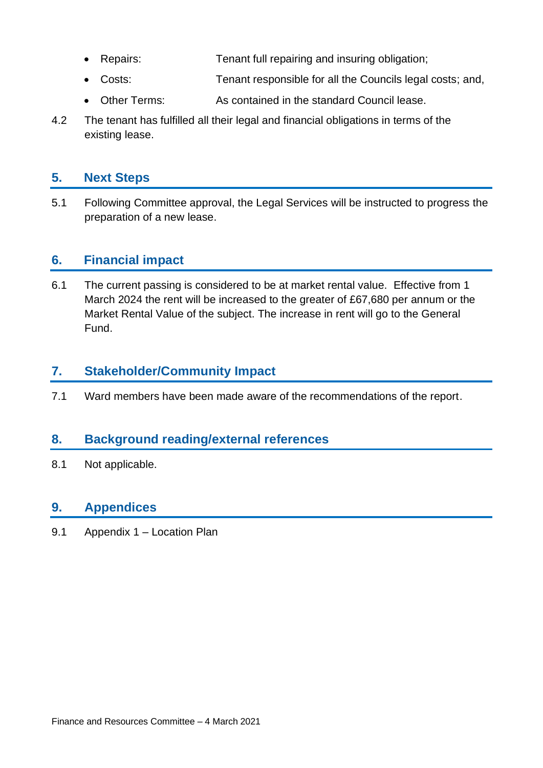- Repairs: Tenant full repairing and insuring obligation;
- Costs: Tenant responsible for all the Councils legal costs; and,
- Other Terms: As contained in the standard Council lease.

4.2 The tenant has fulfilled all their legal and financial obligations in terms of the existing lease.

## 5. Next Steps

5.1 Following Committee approval, the Legal Services will be instructed to progress the preparation of a new lease.

## 6. Financial impact

6.1 The current passing is considered to be at market rental value. Effective from 1 March 2024 the rent will be increased to the greater of £67,680 per annum or the Market Rental Value of the subject. The increase in rent will go to the General Fund.

## 7. Stakeholder/Community Impact

7.1 Ward members have been made aware of the recommendations of the report.

## 8. Background reading/external references

8.1 Not applicable.

## 9. Appendices

9.1 Appendix 1 – Location Plan